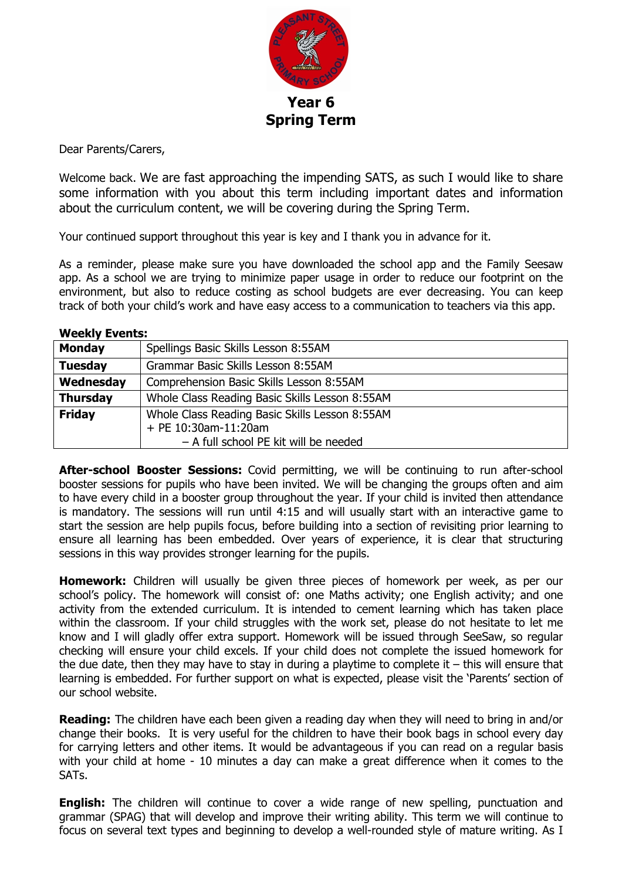# Year 6
# Spring Term

Dear Parents/Carers,

Welcome back. We are fast approaching the impending SATS, as such I would like to share some information with you about this term including important dates and information about the curriculum content, we will be covering during the Spring Term.

Your continued support throughout this year is key and I thank you in advance for it.

As a reminder, please make sure you have downloaded the school app and the Family Seesaw app. As a school we are trying to minimize paper usage in order to reduce our footprint on the environment, but also to reduce costing as school budgets are ever decreasing. You can keep track of both your child's work and have easy access to a communication to teachers via this app.

**Weekly Events:**

| | |
|---|---|
| **Monday** | Spellings Basic Skills Lesson 8:55AM |
| **Tuesday** | Grammar Basic Skills Lesson 8:55AM |
| **Wednesday** | Comprehension Basic Skills Lesson 8:55AM |
| **Thursday** | Whole Class Reading Basic Skills Lesson 8:55AM |
| **Friday** | Whole Class Reading Basic Skills Lesson 8:55AM + PE 10:30am-11:20am – A full school PE kit will be needed |

**After-school Booster Sessions:** Covid permitting, we will be continuing to run after-school booster sessions for pupils who have been invited. We will be changing the groups often and aim to have every child in a booster group throughout the year. If your child is invited then attendance is mandatory. The sessions will run until 4:15 and will usually start with an interactive game to start the session are help pupils focus, before building into a section of revisiting prior learning to ensure all learning has been embedded. Over years of experience, it is clear that structuring sessions in this way provides stronger learning for the pupils.

**Homework:** Children will usually be given three pieces of homework per week, as per our school's policy. The homework will consist of: one Maths activity; one English activity; and one activity from the extended curriculum. It is intended to cement learning which has taken place within the classroom. If your child struggles with the work set, please do not hesitate to let me know and I will gladly offer extra support. Homework will be issued through SeeSaw, so regular checking will ensure your child excels. If your child does not complete the issued homework for the due date, then they may have to stay in during a playtime to complete it – this will ensure that learning is embedded. For further support on what is expected, please visit the 'Parents' section of our school website.

**Reading:** The children have each been given a reading day when they will need to bring in and/or change their books. It is very useful for the children to have their book bags in school every day for carrying letters and other items. It would be advantageous if you can read on a regular basis with your child at home - 10 minutes a day can make a great difference when it comes to the SATs.

**English:** The children will continue to cover a wide range of new spelling, punctuation and grammar (SPAG) that will develop and improve their writing ability. This term we will continue to focus on several text types and beginning to develop a well-rounded style of mature writing. As I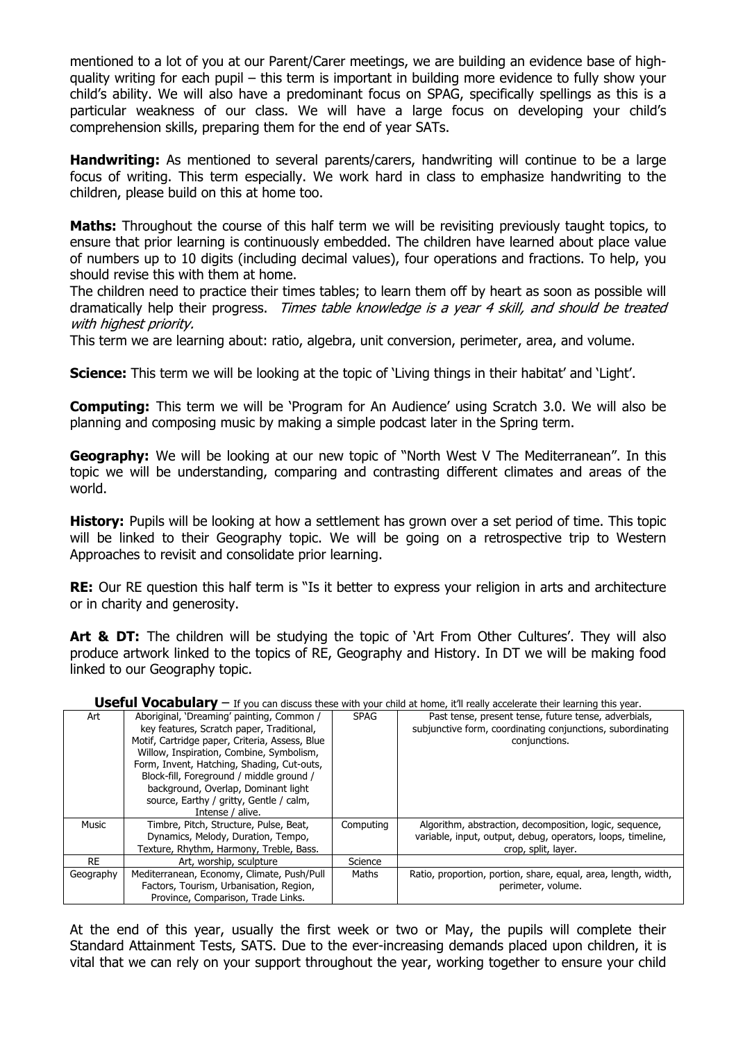mentioned to a lot of you at our Parent/Carer meetings, we are building an evidence base of high-quality writing for each pupil – this term is important in building more evidence to fully show your child's ability. We will also have a predominant focus on SPAG, specifically spellings as this is a particular weakness of our class. We will have a large focus on developing your child's comprehension skills, preparing them for the end of year SATs.

**Handwriting:** As mentioned to several parents/carers, handwriting will continue to be a large focus of writing. This term especially. We work hard in class to emphasize handwriting to the children, please build on this at home too.

**Maths:** Throughout the course of this half term we will be revisiting previously taught topics, to ensure that prior learning is continuously embedded. The children have learned about place value of numbers up to 10 digits (including decimal values), four operations and fractions. To help, you should revise this with them at home.

The children need to practice their times tables; to learn them off by heart as soon as possible will dramatically help their progress. *Times table knowledge is a year 4 skill, and should be treated with highest priority.*

This term we are learning about: ratio, algebra, unit conversion, perimeter, area, and volume.

**Science:** This term we will be looking at the topic of 'Living things in their habitat' and 'Light'.

**Computing:** This term we will be 'Program for An Audience' using Scratch 3.0. We will also be planning and composing music by making a simple podcast later in the Spring term.

**Geography:** We will be looking at our new topic of "North West V The Mediterranean". In this topic we will be understanding, comparing and contrasting different climates and areas of the world.

**History:** Pupils will be looking at how a settlement has grown over a set period of time. This topic will be linked to their Geography topic. We will be going on a retrospective trip to Western Approaches to revisit and consolidate prior learning.

**RE:** Our RE question this half term is "Is it better to express your religion in arts and architecture or in charity and generosity.

**Art & DT:** The children will be studying the topic of 'Art From Other Cultures'. They will also produce artwork linked to the topics of RE, Geography and History. In DT we will be making food linked to our Geography topic.

**Useful Vocabulary** – If you can discuss these with your child at home, it'll really accelerate their learning this year.

| | | | |
|---|---|---|---|
| Art | Aboriginal, 'Dreaming' painting, Common / key features, Scratch paper, Traditional, Motif, Cartridge paper, Criteria, Assess, Blue Willow, Inspiration, Combine, Symbolism, Form, Invent, Hatching, Shading, Cut-outs, Block-fill, Foreground / middle ground / background, Overlap, Dominant light source, Earthy / gritty, Gentle / calm, Intense / alive. | SPAG | Past tense, present tense, future tense, adverbials, subjunctive form, coordinating conjunctions, subordinating conjunctions. |
| Music | Timbre, Pitch, Structure, Pulse, Beat, Dynamics, Melody, Duration, Tempo, Texture, Rhythm, Harmony, Treble, Bass. | Computing | Algorithm, abstraction, decomposition, logic, sequence, variable, input, output, debug, operators, loops, timeline, crop, split, layer. |
| RE | Art, worship, sculpture | Science | |
| Geography | Mediterranean, Economy, Climate, Push/Pull Factors, Tourism, Urbanisation, Region, Province, Comparison, Trade Links. | Maths | Ratio, proportion, portion, share, equal, area, length, width, perimeter, volume. |

At the end of this year, usually the first week or two or May, the pupils will complete their Standard Attainment Tests, SATS. Due to the ever-increasing demands placed upon children, it is vital that we can rely on your support throughout the year, working together to ensure your child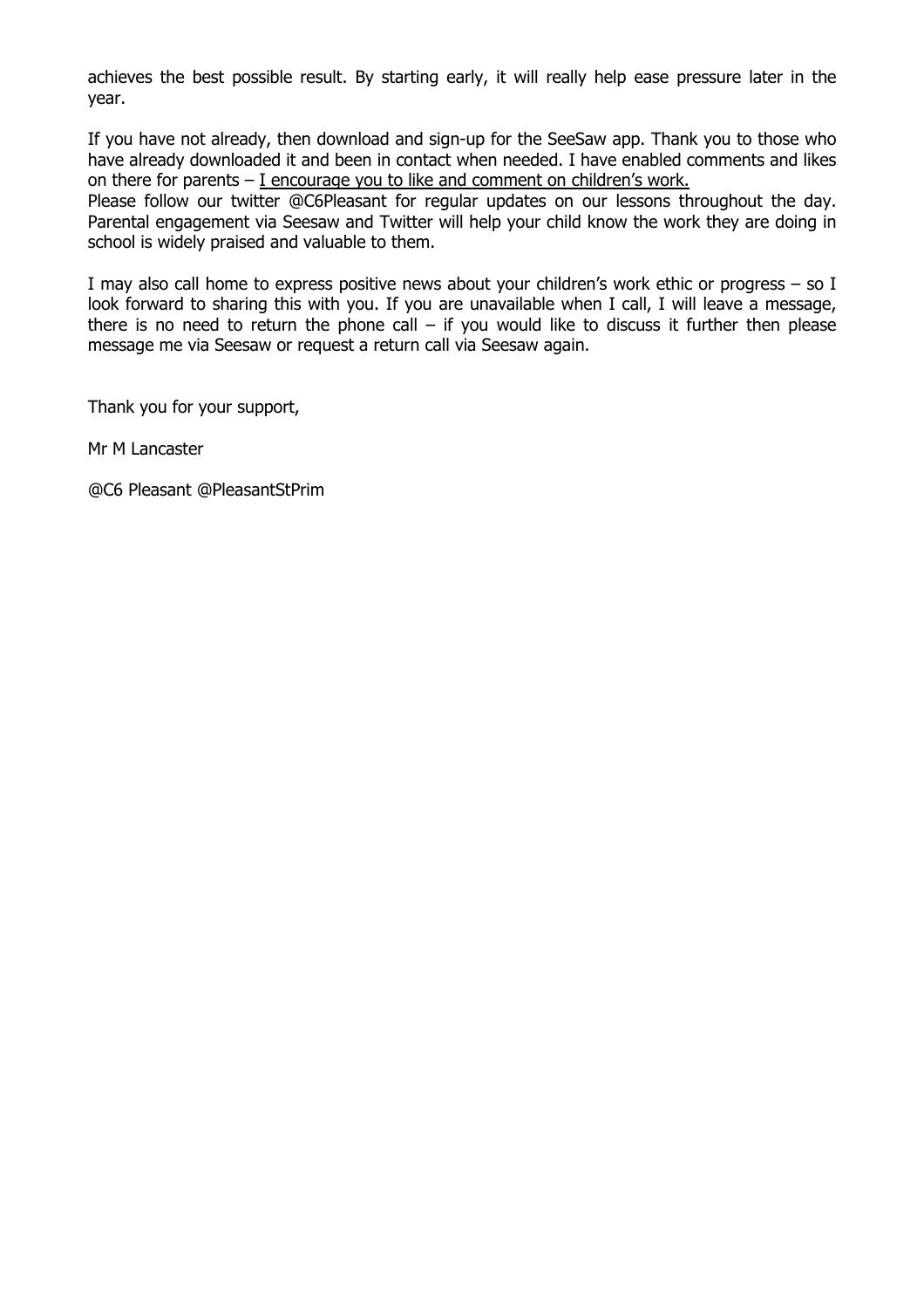achieves the best possible result. By starting early, it will really help ease pressure later in the year.

If you have not already, then download and sign-up for the SeeSaw app. Thank you to those who have already downloaded it and been in contact when needed. I have enabled comments and likes on there for parents – <u>I encourage you to like and comment on children's work.</u>

Please follow our twitter @C6Pleasant for regular updates on our lessons throughout the day. Parental engagement via Seesaw and Twitter will help your child know the work they are doing in school is widely praised and valuable to them.

I may also call home to express positive news about your children's work ethic or progress – so I look forward to sharing this with you. If you are unavailable when I call, I will leave a message, there is no need to return the phone call – if you would like to discuss it further then please message me via Seesaw or request a return call via Seesaw again.

Thank you for your support,

Mr M Lancaster

@C6 Pleasant @PleasantStPrim